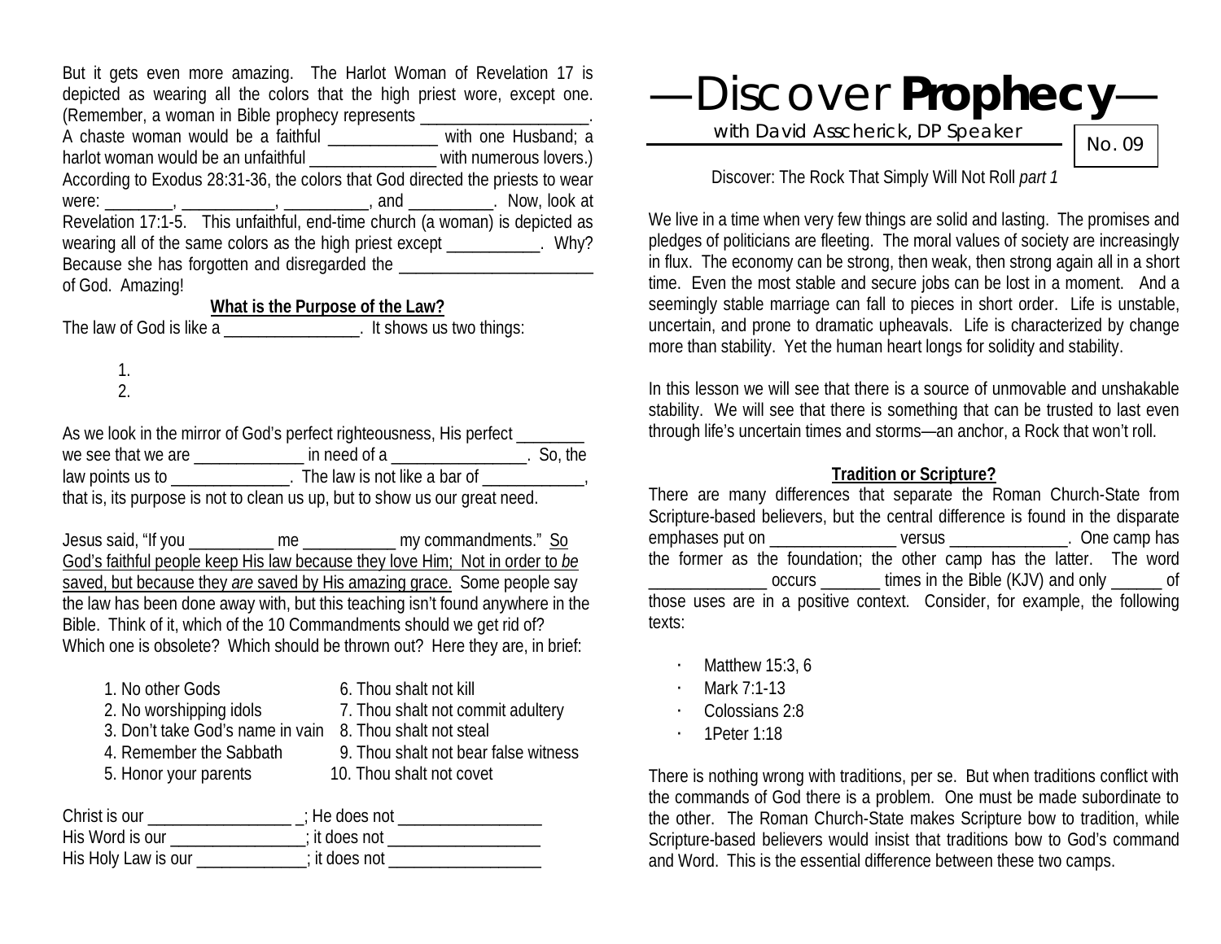But it gets even more amazing. The Harlot Woman of Revelation 17 is depicted as wearing all the colors that the high priest wore, except one. (Remember, a woman in Bible prophecy represents ___________________. A chaste woman would be a faithful _____________ with one Husband; a harlot woman would be an unfaithful _______________ with numerous lovers.) According to Exodus 28:31-36, the colors that God directed the priests to wear were: ________, ___________, __________, and __________. Now, look at Revelation 17:1-5. This unfaithful, end-time church (a woman) is depicted as wearing all of the same colors as the high priest except ___________. Why? Because she has forgotten and disregarded the _______________________ of God. Amazing!

**What is the Purpose of the Law?**

The law of God is like a ________________. It shows us two things:

1.
2.

As we look in the mirror of God's perfect righteousness, His perfect ________ we see that we are _____________ in need of a ________________. So, the law points us to ______________. The law is not like a bar of ____________, that is, its purpose is not to clean us up, but to show us our great need.

Jesus said, "If you __________ me ___________ my commandments." So God's faithful people keep His law because they love Him; Not in order to *be* saved, but because they *are* saved by His amazing grace. Some people say the law has been done away with, but this teaching isn't found anywhere in the Bible. Think of it, which of the 10 Commandments should we get rid of? Which one is obsolete? Which should be thrown out? Here they are, in brief:

1. No other Gods
2. No worshipping idols
3. Don't take God's name in vain
4. Remember the Sabbath
5. Honor your parents
6. Thou shalt not kill
7. Thou shalt not commit adultery
8. Thou shalt not steal
9. Thou shalt not bear false witness
10. Thou shalt not covet

Christ is our _________________ _; He does not _________________
His Word is our ________________; it does not __________________
His Holy Law is our _____________; it does not __________________

# —Discover **Prophecy**—

with David Asscherick, DP Speaker

No. 09

Discover: The Rock That Simply Will Not Roll *part 1*

We live in a time when very few things are solid and lasting. The promises and pledges of politicians are fleeting. The moral values of society are increasingly in flux. The economy can be strong, then weak, then strong again all in a short time. Even the most stable and secure jobs can be lost in a moment. And a seemingly stable marriage can fall to pieces in short order. Life is unstable, uncertain, and prone to dramatic upheavals. Life is characterized by change more than stability. Yet the human heart longs for solidity and stability.

In this lesson we will see that there is a source of unmovable and unshakable stability. We will see that there is something that can be trusted to last even through life's uncertain times and storms—an anchor, a Rock that won't roll.

**Tradition or Scripture?**

There are many differences that separate the Roman Church-State from Scripture-based believers, but the central difference is found in the disparate emphases put on _______________ versus ______________. One camp has the former as the foundation; the other camp has the latter. The word ______________ occurs _______ times in the Bible (KJV) and only ______ of those uses are in a positive context. Consider, for example, the following texts:

- Matthew 15:3, 6
- Mark 7:1-13
- Colossians 2:8
- 1Peter 1:18

There is nothing wrong with traditions, per se. But when traditions conflict with the commands of God there is a problem. One must be made subordinate to the other. The Roman Church-State makes Scripture bow to tradition, while Scripture-based believers would insist that traditions bow to God's command and Word. This is the essential difference between these two camps.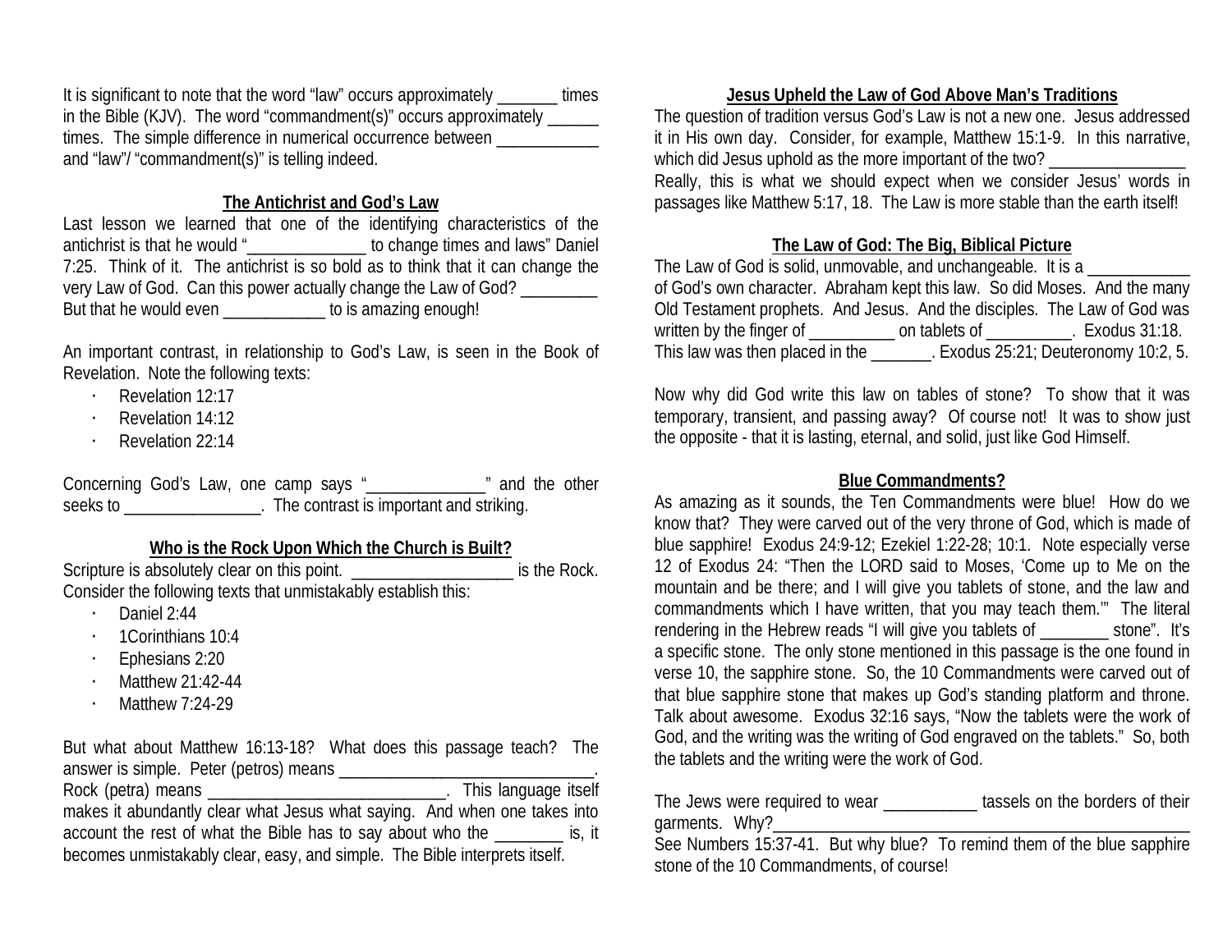It is significant to note that the word "law" occurs approximately _______ times in the Bible (KJV). The word "commandment(s)" occurs approximately ______ times. The simple difference in numerical occurrence between ____________ and "law"/ "commandment(s)" is telling indeed.

## The Antichrist and God's Law

Last lesson we learned that one of the identifying characteristics of the antichrist is that he would "______________ to change times and laws" Daniel 7:25. Think of it. The antichrist is so bold as to think that it can change the very Law of God. Can this power actually change the Law of God? _________ But that he would even ____________ to is amazing enough!

An important contrast, in relationship to God's Law, is seen in the Book of Revelation. Note the following texts:

- Revelation 12:17
- Revelation 14:12
- Revelation 22:14

Concerning God's Law, one camp says "______________" and the other seeks to ________________. The contrast is important and striking.

## Who is the Rock Upon Which the Church is Built?

Scripture is absolutely clear on this point. ___________________ is the Rock. Consider the following texts that unmistakably establish this:

- Daniel 2:44
- 1Corinthians 10:4
- Ephesians 2:20
- Matthew 21:42-44
- Matthew 7:24-29

But what about Matthew 16:13-18? What does this passage teach? The answer is simple. Peter (petros) means ______________________________. Rock (petra) means ___________________________. This language itself makes it abundantly clear what Jesus what saying. And when one takes into account the rest of what the Bible has to say about who the ________ is, it becomes unmistakably clear, easy, and simple. The Bible interprets itself.

## Jesus Upheld the Law of God Above Man's Traditions

The question of tradition versus God's Law is not a new one. Jesus addressed it in His own day. Consider, for example, Matthew 15:1-9. In this narrative, which did Jesus uphold as the more important of the two? ________________ Really, this is what we should expect when we consider Jesus' words in passages like Matthew 5:17, 18. The Law is more stable than the earth itself!

## The Law of God: The Big, Biblical Picture

The Law of God is solid, unmovable, and unchangeable. It is a ____________ of God's own character. Abraham kept this law. So did Moses. And the many Old Testament prophets. And Jesus. And the disciples. The Law of God was written by the finger of __________ on tablets of __________. Exodus 31:18. This law was then placed in the _______. Exodus 25:21; Deuteronomy 10:2, 5.

Now why did God write this law on tables of stone? To show that it was temporary, transient, and passing away? Of course not! It was to show just the opposite - that it is lasting, eternal, and solid, just like God Himself.

## Blue Commandments?

As amazing as it sounds, the Ten Commandments were blue! How do we know that? They were carved out of the very throne of God, which is made of blue sapphire! Exodus 24:9-12; Ezekiel 1:22-28; 10:1. Note especially verse 12 of Exodus 24: "Then the LORD said to Moses, 'Come up to Me on the mountain and be there; and I will give you tablets of stone, and the law and commandments which I have written, that you may teach them.'" The literal rendering in the Hebrew reads "I will give you tablets of ________ stone". It's a specific stone. The only stone mentioned in this passage is the one found in verse 10, the sapphire stone. So, the 10 Commandments were carved out of that blue sapphire stone that makes up God's standing platform and throne. Talk about awesome. Exodus 32:16 says, "Now the tablets were the work of God, and the writing was the writing of God engraved on the tablets." So, both the tablets and the writing were the work of God.

The Jews were required to wear ___________ tassels on the borders of their garments. Why?___________________________________________________ See Numbers 15:37-41. But why blue? To remind them of the blue sapphire stone of the 10 Commandments, of course!